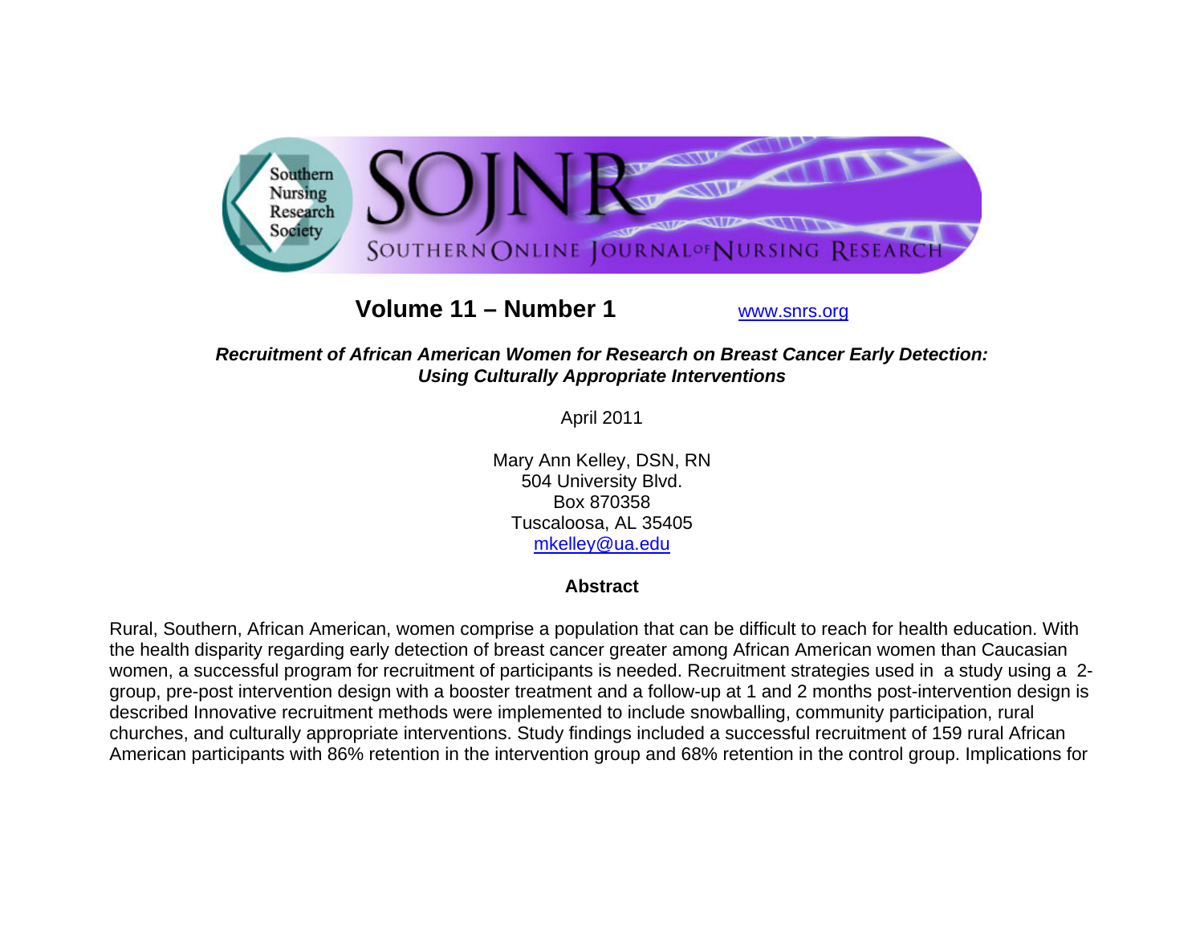**Volume 11 – Number 1** www.snrs.org

***Recruitment of African American Women for Research on Breast Cancer Early Detection: Using Culturally Appropriate Interventions***

April 2011

Mary Ann Kelley, DSN, RN
504 University Blvd.
Box 870358
Tuscaloosa, AL 35405
mkelley@ua.edu

## Abstract

Rural, Southern, African American, women comprise a population that can be difficult to reach for health education. With the health disparity regarding early detection of breast cancer greater among African American women than Caucasian women, a successful program for recruitment of participants is needed. Recruitment strategies used in a study using a 2-group, pre-post intervention design with a booster treatment and a follow-up at 1 and 2 months post-intervention design is described Innovative recruitment methods were implemented to include snowballing, community participation, rural churches, and culturally appropriate interventions. Study findings included a successful recruitment of 159 rural African American participants with 86% retention in the intervention group and 68% retention in the control group. Implications for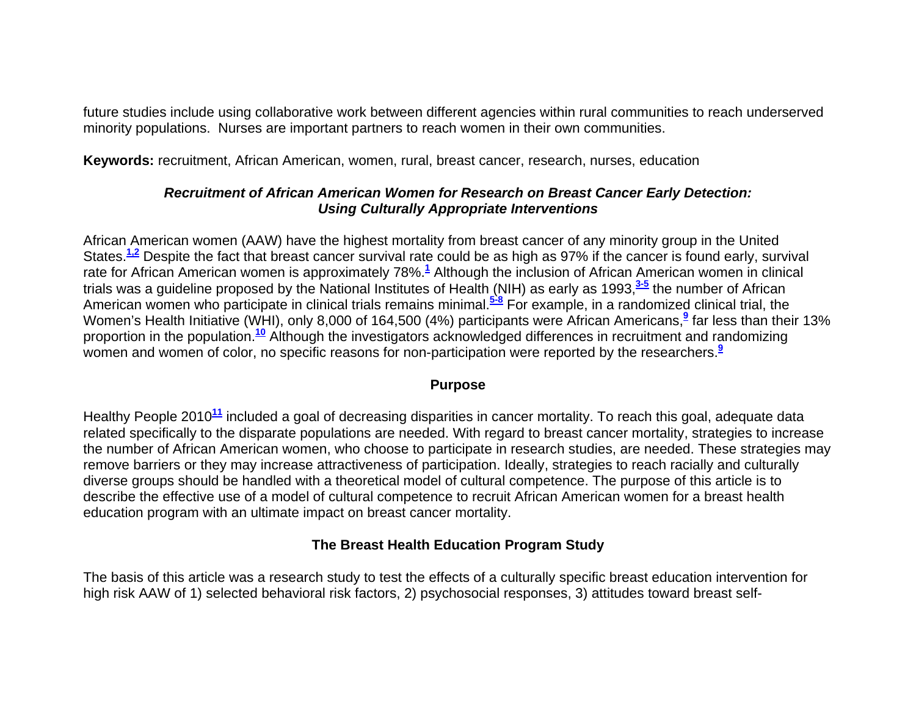future studies include using collaborative work between different agencies within rural communities to reach underserved minority populations. Nurses are important partners to reach women in their own communities.

**Keywords:** recruitment, African American, women, rural, breast cancer, research, nurses, education

## *Recruitment of African American Women for Research on Breast Cancer Early Detection: Using Culturally Appropriate Interventions*

African American women (AAW) have the highest mortality from breast cancer of any minority group in the United States.[1,2] Despite the fact that breast cancer survival rate could be as high as 97% if the cancer is found early, survival rate for African American women is approximately 78%.[1] Although the inclusion of African American women in clinical trials was a guideline proposed by the National Institutes of Health (NIH) as early as 1993,[3-5] the number of African American women who participate in clinical trials remains minimal.[5-8] For example, in a randomized clinical trial, the Women's Health Initiative (WHI), only 8,000 of 164,500 (4%) participants were African Americans,[9] far less than their 13% proportion in the population.[10] Although the investigators acknowledged differences in recruitment and randomizing women and women of color, no specific reasons for non-participation were reported by the researchers.[9]

### Purpose

Healthy People 2010[11] included a goal of decreasing disparities in cancer mortality. To reach this goal, adequate data related specifically to the disparate populations are needed. With regard to breast cancer mortality, strategies to increase the number of African American women, who choose to participate in research studies, are needed. These strategies may remove barriers or they may increase attractiveness of participation. Ideally, strategies to reach racially and culturally diverse groups should be handled with a theoretical model of cultural competence. The purpose of this article is to describe the effective use of a model of cultural competence to recruit African American women for a breast health education program with an ultimate impact on breast cancer mortality.

### The Breast Health Education Program Study

The basis of this article was a research study to test the effects of a culturally specific breast education intervention for high risk AAW of 1) selected behavioral risk factors, 2) psychosocial responses, 3) attitudes toward breast self-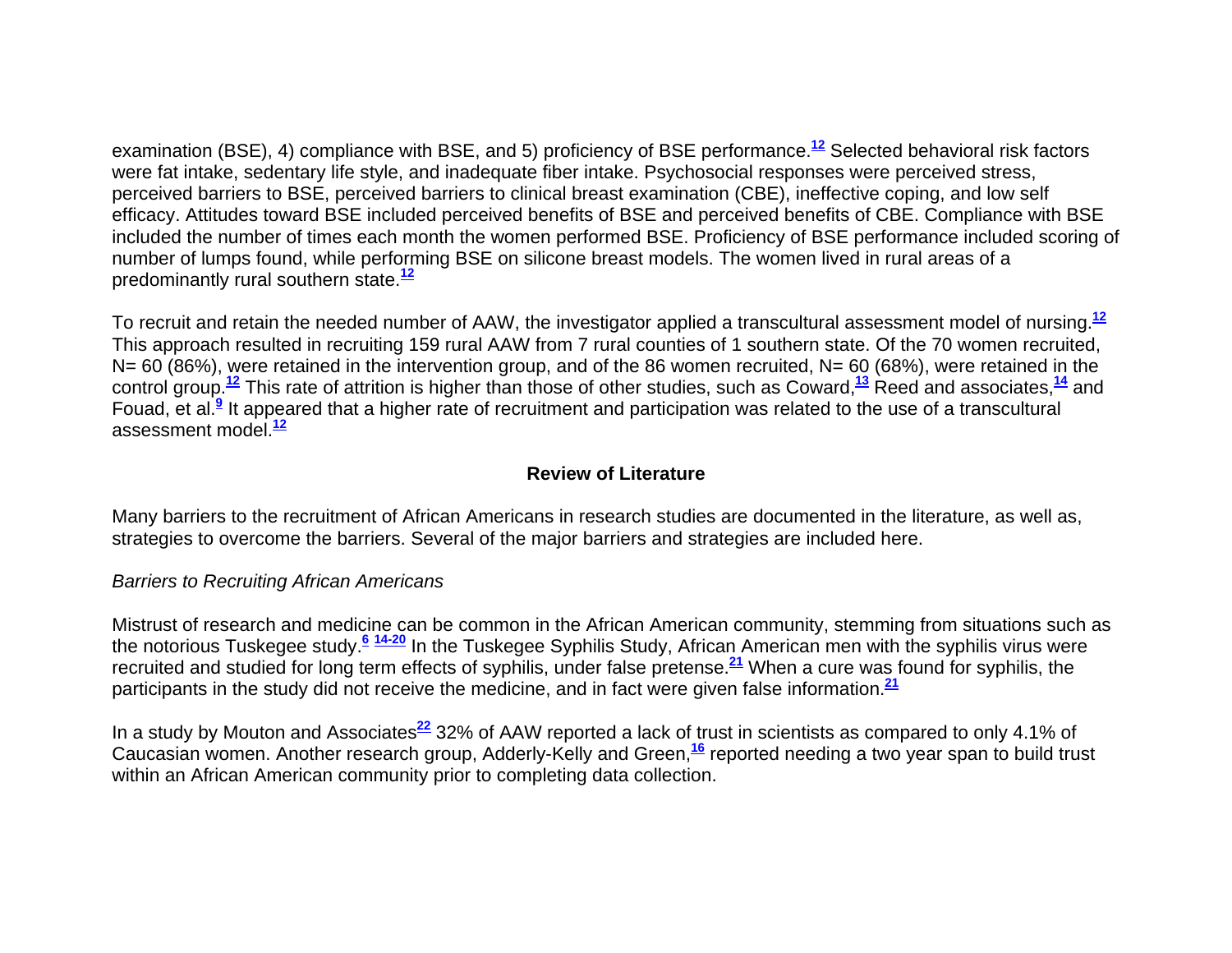examination (BSE), 4) compliance with BSE, and 5) proficiency of BSE performance.[12] Selected behavioral risk factors were fat intake, sedentary life style, and inadequate fiber intake. Psychosocial responses were perceived stress, perceived barriers to BSE, perceived barriers to clinical breast examination (CBE), ineffective coping, and low self efficacy. Attitudes toward BSE included perceived benefits of BSE and perceived benefits of CBE. Compliance with BSE included the number of times each month the women performed BSE. Proficiency of BSE performance included scoring of number of lumps found, while performing BSE on silicone breast models. The women lived in rural areas of a predominantly rural southern state.[12]

To recruit and retain the needed number of AAW, the investigator applied a transcultural assessment model of nursing.[12] This approach resulted in recruiting 159 rural AAW from 7 rural counties of 1 southern state. Of the 70 women recruited, N= 60 (86%), were retained in the intervention group, and of the 86 women recruited, N= 60 (68%), were retained in the control group.[12] This rate of attrition is higher than those of other studies, such as Coward,[13] Reed and associates,[14] and Fouad, et al.[9] It appeared that a higher rate of recruitment and participation was related to the use of a transcultural assessment model.[12]

## Review of Literature

Many barriers to the recruitment of African Americans in research studies are documented in the literature, as well as, strategies to overcome the barriers. Several of the major barriers and strategies are included here.

### *Barriers to Recruiting African Americans*

Mistrust of research and medicine can be common in the African American community, stemming from situations such as the notorious Tuskegee study.[6] [14-20] In the Tuskegee Syphilis Study, African American men with the syphilis virus were recruited and studied for long term effects of syphilis, under false pretense.[21] When a cure was found for syphilis, the participants in the study did not receive the medicine, and in fact were given false information.[21]

In a study by Mouton and Associates[22] 32% of AAW reported a lack of trust in scientists as compared to only 4.1% of Caucasian women. Another research group, Adderly-Kelly and Green,[16] reported needing a two year span to build trust within an African American community prior to completing data collection.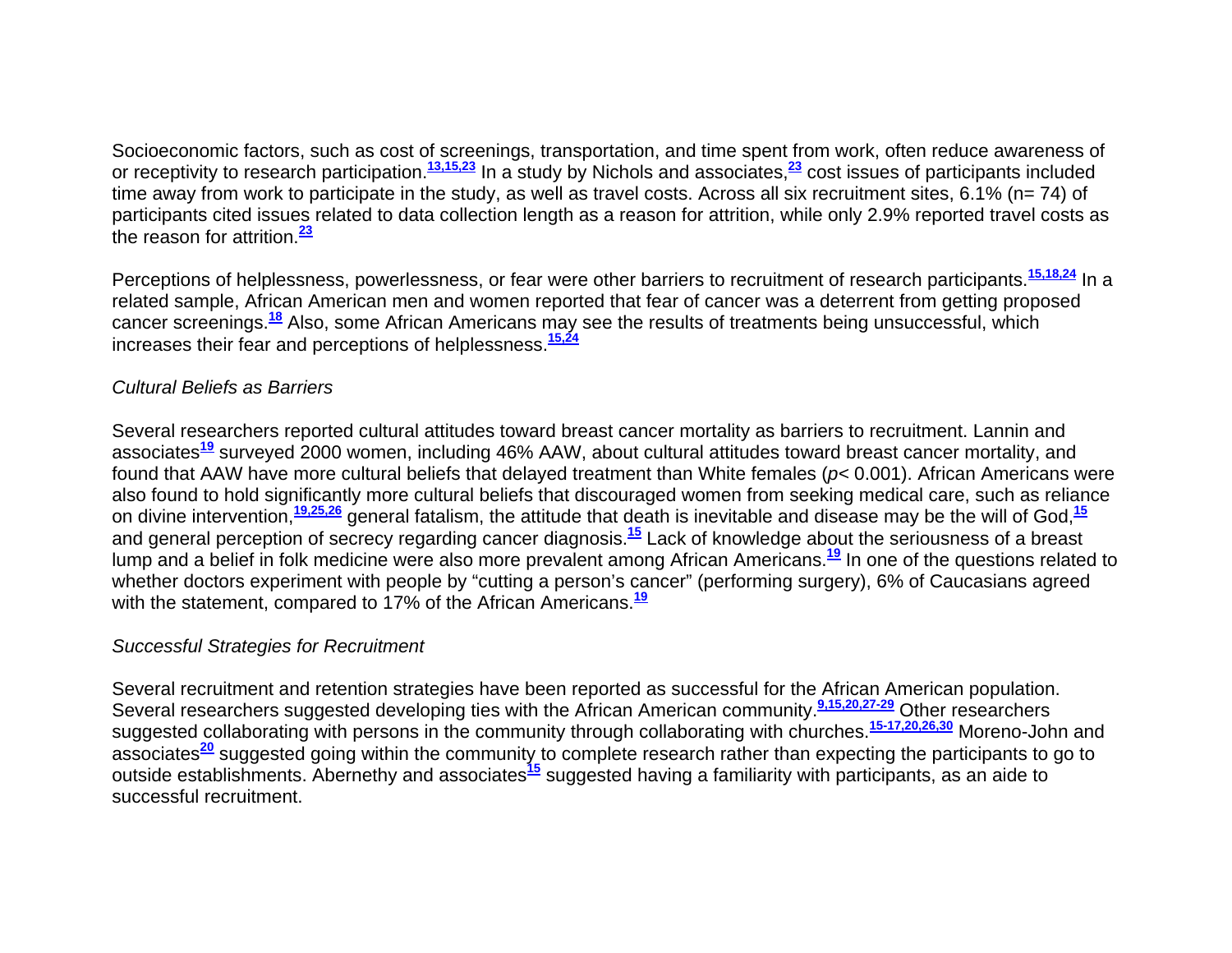Socioeconomic factors, such as cost of screenings, transportation, and time spent from work, often reduce awareness of or receptivity to research participation.[13,15,23] In a study by Nichols and associates,[23] cost issues of participants included time away from work to participate in the study, as well as travel costs. Across all six recruitment sites, 6.1% (n= 74) of participants cited issues related to data collection length as a reason for attrition, while only 2.9% reported travel costs as the reason for attrition.[23]

Perceptions of helplessness, powerlessness, or fear were other barriers to recruitment of research participants.[15,18,24] In a related sample, African American men and women reported that fear of cancer was a deterrent from getting proposed cancer screenings.[18] Also, some African Americans may see the results of treatments being unsuccessful, which increases their fear and perceptions of helplessness.[15,24]

*Cultural Beliefs as Barriers*

Several researchers reported cultural attitudes toward breast cancer mortality as barriers to recruitment. Lannin and associates[19] surveyed 2000 women, including 46% AAW, about cultural attitudes toward breast cancer mortality, and found that AAW have more cultural beliefs that delayed treatment than White females ($p < 0.001$). African Americans were also found to hold significantly more cultural beliefs that discouraged women from seeking medical care, such as reliance on divine intervention,[19,25,26] general fatalism, the attitude that death is inevitable and disease may be the will of God,[15] and general perception of secrecy regarding cancer diagnosis.[15] Lack of knowledge about the seriousness of a breast lump and a belief in folk medicine were also more prevalent among African Americans.[19] In one of the questions related to whether doctors experiment with people by "cutting a person's cancer" (performing surgery), 6% of Caucasians agreed with the statement, compared to 17% of the African Americans.[19]

*Successful Strategies for Recruitment*

Several recruitment and retention strategies have been reported as successful for the African American population. Several researchers suggested developing ties with the African American community.[9,15,20,27-29] Other researchers suggested collaborating with persons in the community through collaborating with churches.[15-17,20,26,30] Moreno-John and associates[20] suggested going within the community to complete research rather than expecting the participants to go to outside establishments. Abernethy and associates[15] suggested having a familiarity with participants, as an aide to successful recruitment.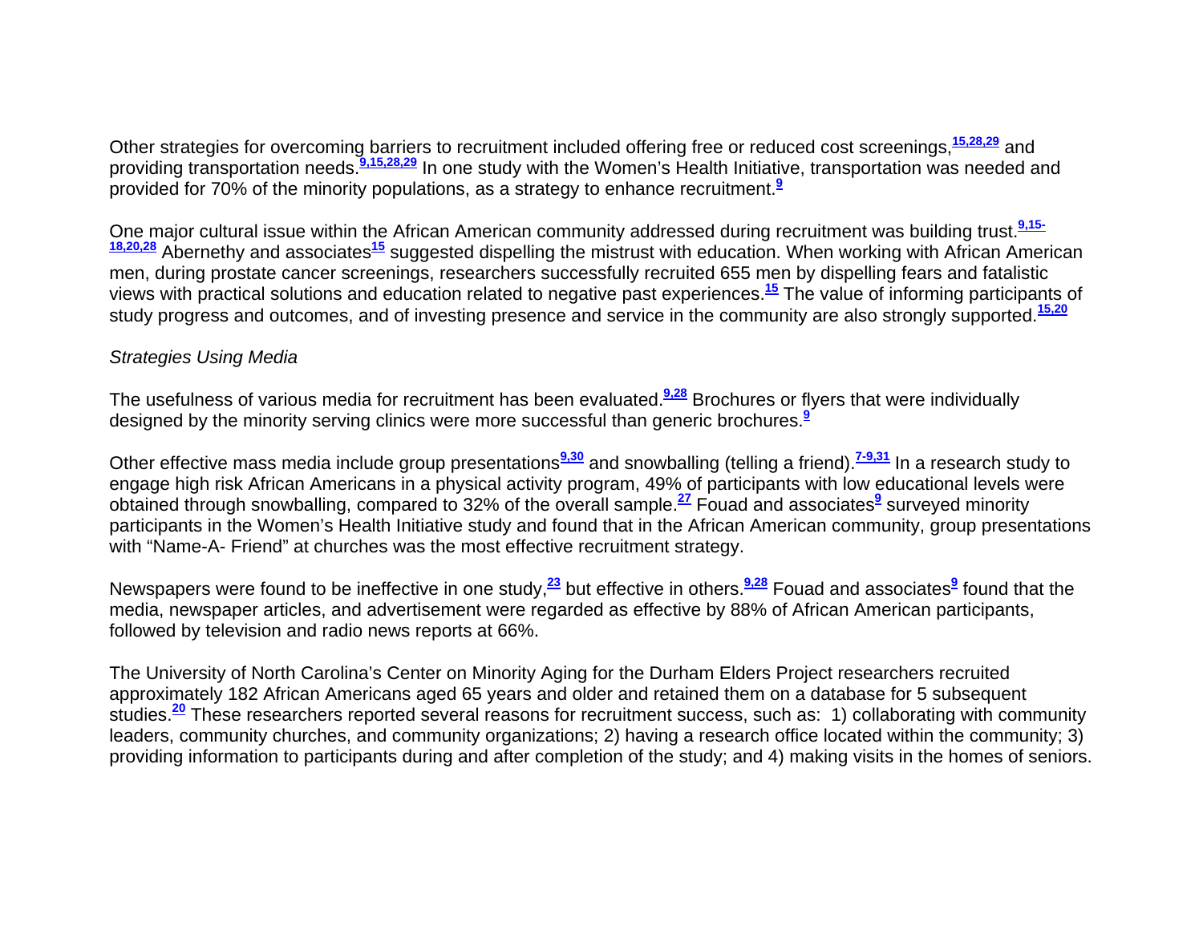Other strategies for overcoming barriers to recruitment included offering free or reduced cost screenings,[15,28,29] and providing transportation needs.[9,15,28,29] In one study with the Women's Health Initiative, transportation was needed and provided for 70% of the minority populations, as a strategy to enhance recruitment.[9]

One major cultural issue within the African American community addressed during recruitment was building trust.[9,15-18,20,28] Abernethy and associates[15] suggested dispelling the mistrust with education. When working with African American men, during prostate cancer screenings, researchers successfully recruited 655 men by dispelling fears and fatalistic views with practical solutions and education related to negative past experiences.[15] The value of informing participants of study progress and outcomes, and of investing presence and service in the community are also strongly supported.[15,20]

*Strategies Using Media*

The usefulness of various media for recruitment has been evaluated.[9,28] Brochures or flyers that were individually designed by the minority serving clinics were more successful than generic brochures.[9]

Other effective mass media include group presentations[9,30] and snowballing (telling a friend).[7-9,31] In a research study to engage high risk African Americans in a physical activity program, 49% of participants with low educational levels were obtained through snowballing, compared to 32% of the overall sample.[27] Fouad and associates[9] surveyed minority participants in the Women's Health Initiative study and found that in the African American community, group presentations with "Name-A- Friend" at churches was the most effective recruitment strategy.

Newspapers were found to be ineffective in one study,[23] but effective in others.[9,28] Fouad and associates[9] found that the media, newspaper articles, and advertisement were regarded as effective by 88% of African American participants, followed by television and radio news reports at 66%.

The University of North Carolina's Center on Minority Aging for the Durham Elders Project researchers recruited approximately 182 African Americans aged 65 years and older and retained them on a database for 5 subsequent studies.[20] These researchers reported several reasons for recruitment success, such as: 1) collaborating with community leaders, community churches, and community organizations; 2) having a research office located within the community; 3) providing information to participants during and after completion of the study; and 4) making visits in the homes of seniors.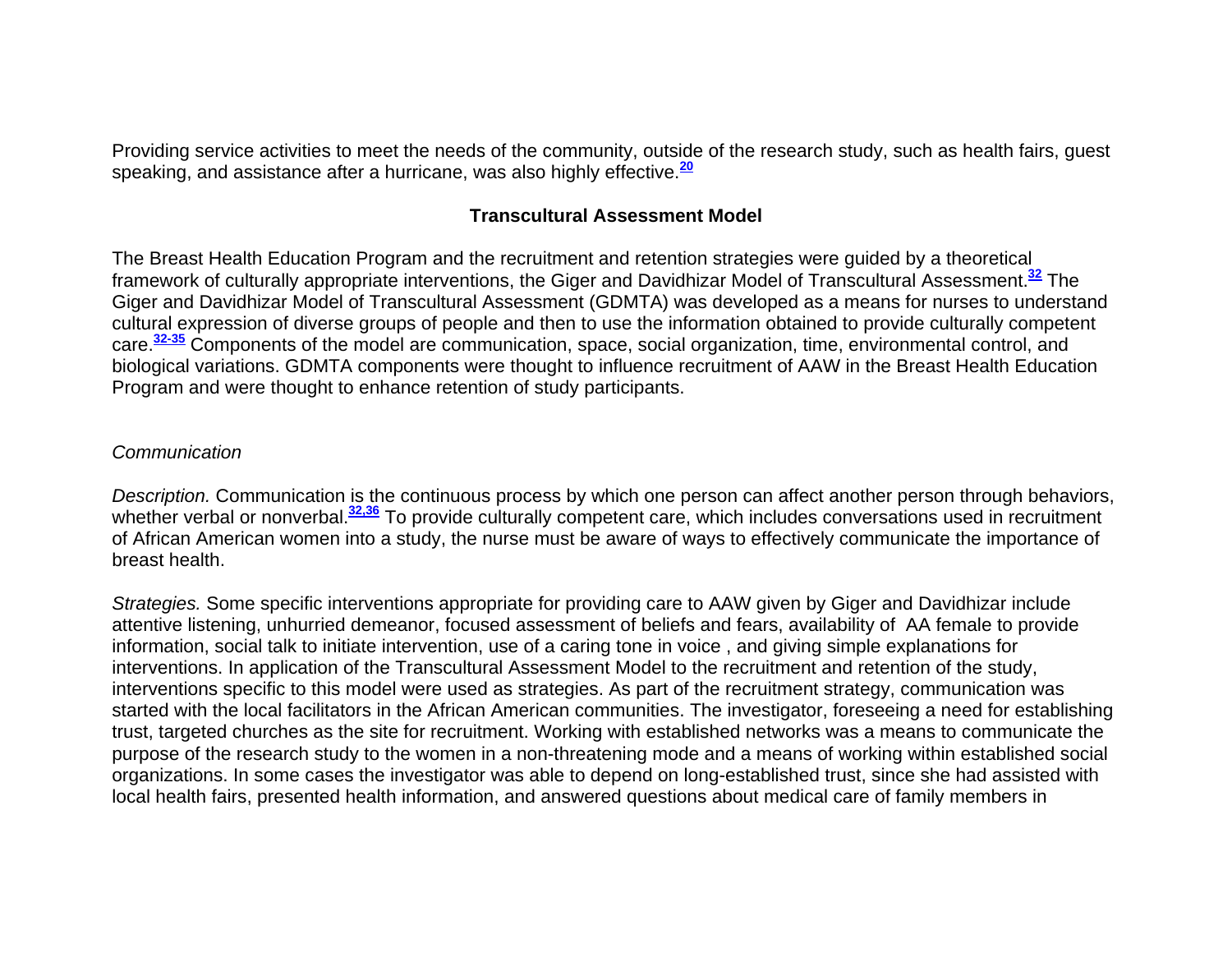Providing service activities to meet the needs of the community, outside of the research study, such as health fairs, guest speaking, and assistance after a hurricane, was also highly effective.[20]

## Transcultural Assessment Model

The Breast Health Education Program and the recruitment and retention strategies were guided by a theoretical framework of culturally appropriate interventions, the Giger and Davidhizar Model of Transcultural Assessment.[32] The Giger and Davidhizar Model of Transcultural Assessment (GDMTA) was developed as a means for nurses to understand cultural expression of diverse groups of people and then to use the information obtained to provide culturally competent care.[32-35] Components of the model are communication, space, social organization, time, environmental control, and biological variations. GDMTA components were thought to influence recruitment of AAW in the Breast Health Education Program and were thought to enhance retention of study participants.

### *Communication*

*Description.* Communication is the continuous process by which one person can affect another person through behaviors, whether verbal or nonverbal.[32,36] To provide culturally competent care, which includes conversations used in recruitment of African American women into a study, the nurse must be aware of ways to effectively communicate the importance of breast health.

*Strategies.* Some specific interventions appropriate for providing care to AAW given by Giger and Davidhizar include attentive listening, unhurried demeanor, focused assessment of beliefs and fears, availability of AA female to provide information, social talk to initiate intervention, use of a caring tone in voice , and giving simple explanations for interventions. In application of the Transcultural Assessment Model to the recruitment and retention of the study, interventions specific to this model were used as strategies. As part of the recruitment strategy, communication was started with the local facilitators in the African American communities. The investigator, foreseeing a need for establishing trust, targeted churches as the site for recruitment. Working with established networks was a means to communicate the purpose of the research study to the women in a non-threatening mode and a means of working within established social organizations. In some cases the investigator was able to depend on long-established trust, since she had assisted with local health fairs, presented health information, and answered questions about medical care of family members in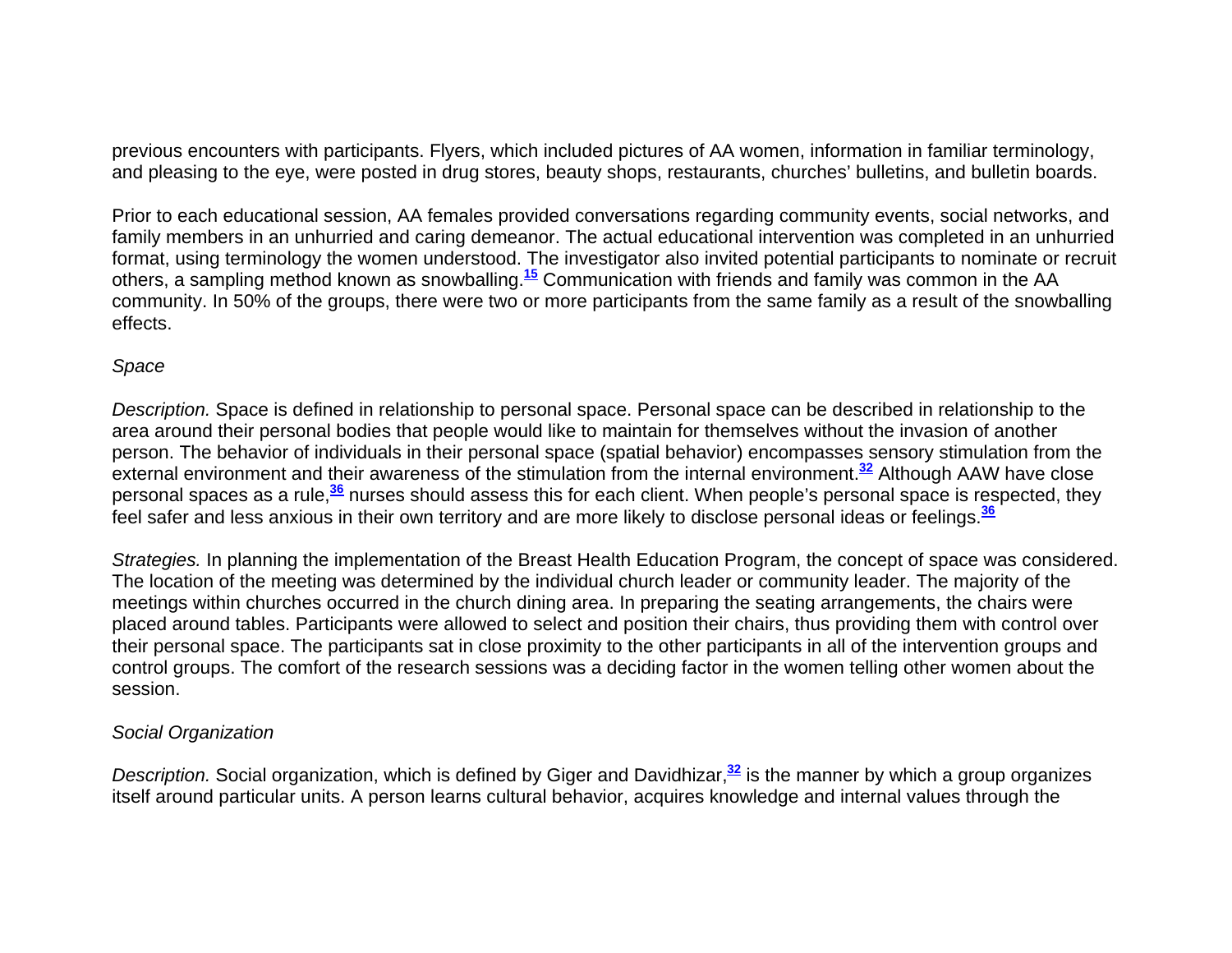previous encounters with participants. Flyers, which included pictures of AA women, information in familiar terminology, and pleasing to the eye, were posted in drug stores, beauty shops, restaurants, churches' bulletins, and bulletin boards.

Prior to each educational session, AA females provided conversations regarding community events, social networks, and family members in an unhurried and caring demeanor. The actual educational intervention was completed in an unhurried format, using terminology the women understood. The investigator also invited potential participants to nominate or recruit others, a sampling method known as snowballing.[15] Communication with friends and family was common in the AA community. In 50% of the groups, there were two or more participants from the same family as a result of the snowballing effects.

*Space*

*Description.* Space is defined in relationship to personal space. Personal space can be described in relationship to the area around their personal bodies that people would like to maintain for themselves without the invasion of another person. The behavior of individuals in their personal space (spatial behavior) encompasses sensory stimulation from the external environment and their awareness of the stimulation from the internal environment.[32] Although AAW have close personal spaces as a rule,[36] nurses should assess this for each client. When people's personal space is respected, they feel safer and less anxious in their own territory and are more likely to disclose personal ideas or feelings.[36]

*Strategies.* In planning the implementation of the Breast Health Education Program, the concept of space was considered. The location of the meeting was determined by the individual church leader or community leader. The majority of the meetings within churches occurred in the church dining area. In preparing the seating arrangements, the chairs were placed around tables. Participants were allowed to select and position their chairs, thus providing them with control over their personal space. The participants sat in close proximity to the other participants in all of the intervention groups and control groups. The comfort of the research sessions was a deciding factor in the women telling other women about the session.

*Social Organization*

*Description.* Social organization, which is defined by Giger and Davidhizar,[32] is the manner by which a group organizes itself around particular units. A person learns cultural behavior, acquires knowledge and internal values through the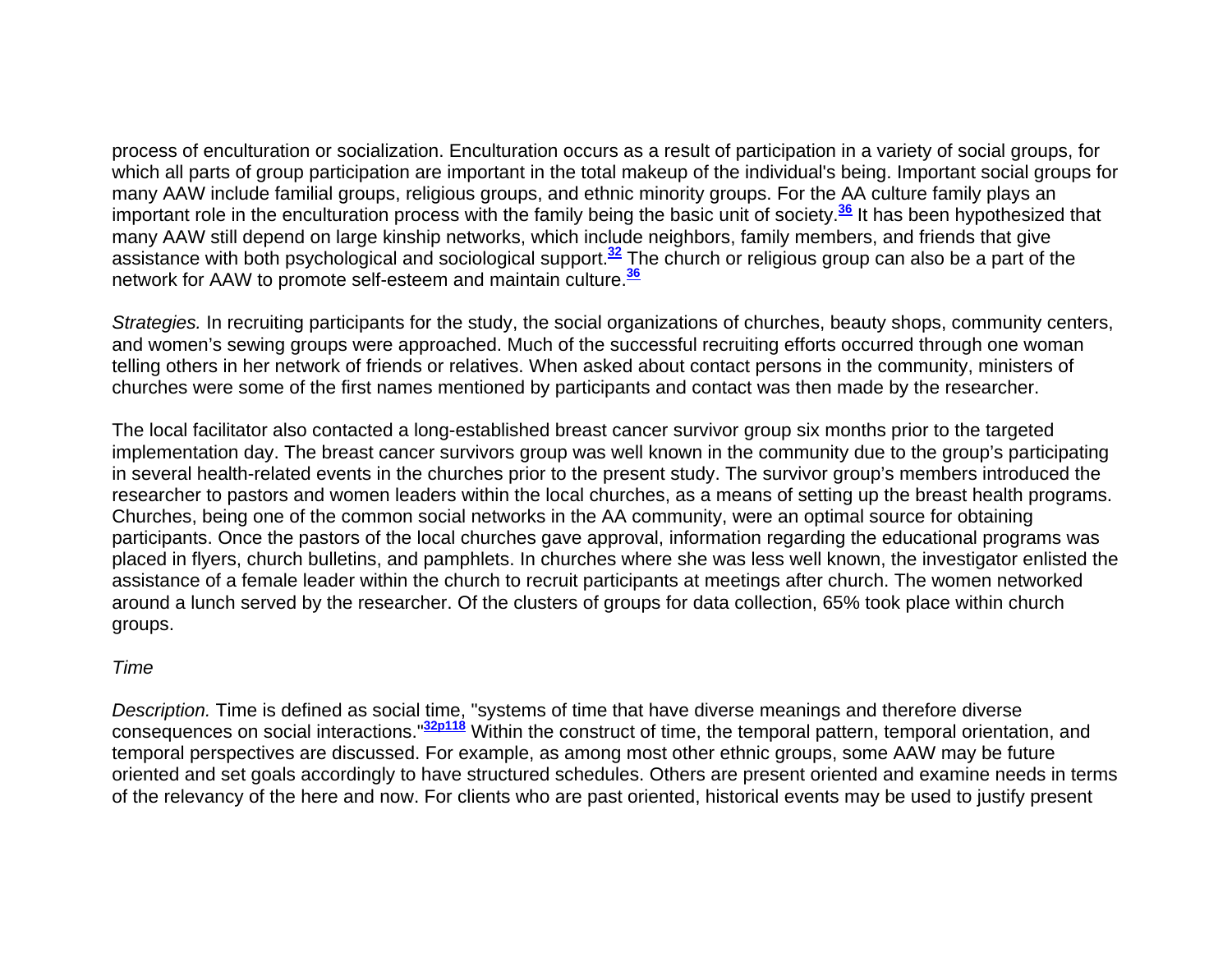process of enculturation or socialization. Enculturation occurs as a result of participation in a variety of social groups, for which all parts of group participation are important in the total makeup of the individual's being. Important social groups for many AAW include familial groups, religious groups, and ethnic minority groups. For the AA culture family plays an important role in the enculturation process with the family being the basic unit of society.[36] It has been hypothesized that many AAW still depend on large kinship networks, which include neighbors, family members, and friends that give assistance with both psychological and sociological support.[32] The church or religious group can also be a part of the network for AAW to promote self-esteem and maintain culture.[36]

*Strategies.* In recruiting participants for the study, the social organizations of churches, beauty shops, community centers, and women's sewing groups were approached. Much of the successful recruiting efforts occurred through one woman telling others in her network of friends or relatives. When asked about contact persons in the community, ministers of churches were some of the first names mentioned by participants and contact was then made by the researcher.

The local facilitator also contacted a long-established breast cancer survivor group six months prior to the targeted implementation day. The breast cancer survivors group was well known in the community due to the group's participating in several health-related events in the churches prior to the present study. The survivor group's members introduced the researcher to pastors and women leaders within the local churches, as a means of setting up the breast health programs. Churches, being one of the common social networks in the AA community, were an optimal source for obtaining participants. Once the pastors of the local churches gave approval, information regarding the educational programs was placed in flyers, church bulletins, and pamphlets. In churches where she was less well known, the investigator enlisted the assistance of a female leader within the church to recruit participants at meetings after church. The women networked around a lunch served by the researcher. Of the clusters of groups for data collection, 65% took place within church groups.

*Time*

*Description.* Time is defined as social time, "systems of time that have diverse meanings and therefore diverse consequences on social interactions."[32p118] Within the construct of time, the temporal pattern, temporal orientation, and temporal perspectives are discussed. For example, as among most other ethnic groups, some AAW may be future oriented and set goals accordingly to have structured schedules. Others are present oriented and examine needs in terms of the relevancy of the here and now. For clients who are past oriented, historical events may be used to justify present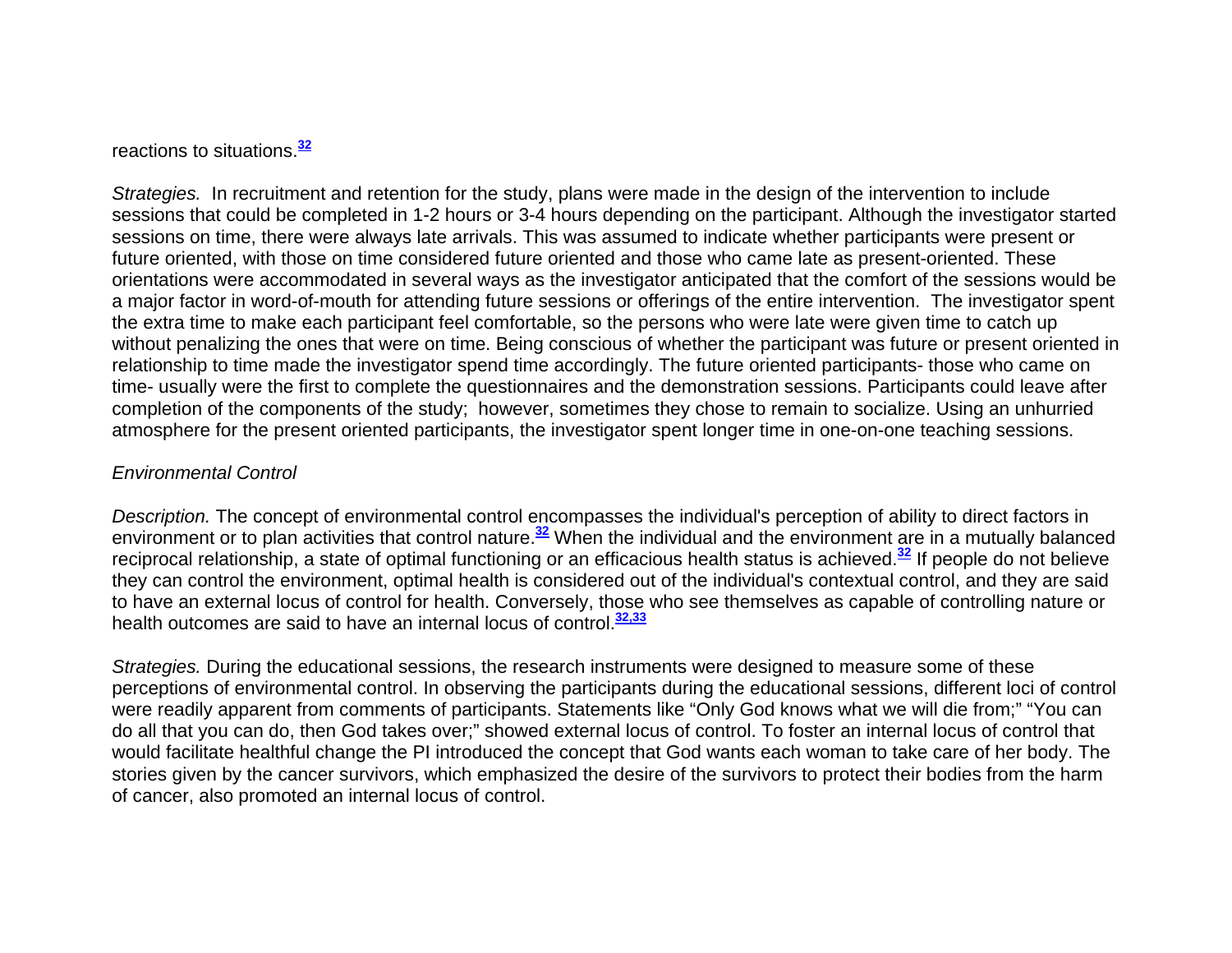reactions to situations.[32]

*Strategies.* In recruitment and retention for the study, plans were made in the design of the intervention to include sessions that could be completed in 1-2 hours or 3-4 hours depending on the participant. Although the investigator started sessions on time, there were always late arrivals. This was assumed to indicate whether participants were present or future oriented, with those on time considered future oriented and those who came late as present-oriented. These orientations were accommodated in several ways as the investigator anticipated that the comfort of the sessions would be a major factor in word-of-mouth for attending future sessions or offerings of the entire intervention. The investigator spent the extra time to make each participant feel comfortable, so the persons who were late were given time to catch up without penalizing the ones that were on time. Being conscious of whether the participant was future or present oriented in relationship to time made the investigator spend time accordingly. The future oriented participants- those who came on time- usually were the first to complete the questionnaires and the demonstration sessions. Participants could leave after completion of the components of the study; however, sometimes they chose to remain to socialize. Using an unhurried atmosphere for the present oriented participants, the investigator spent longer time in one-on-one teaching sessions.

*Environmental Control*

*Description.* The concept of environmental control encompasses the individual's perception of ability to direct factors in environment or to plan activities that control nature.[32] When the individual and the environment are in a mutually balanced reciprocal relationship, a state of optimal functioning or an efficacious health status is achieved.[32] If people do not believe they can control the environment, optimal health is considered out of the individual's contextual control, and they are said to have an external locus of control for health. Conversely, those who see themselves as capable of controlling nature or health outcomes are said to have an internal locus of control.[32,33]

*Strategies.* During the educational sessions, the research instruments were designed to measure some of these perceptions of environmental control. In observing the participants during the educational sessions, different loci of control were readily apparent from comments of participants. Statements like "Only God knows what we will die from;" "You can do all that you can do, then God takes over;" showed external locus of control. To foster an internal locus of control that would facilitate healthful change the PI introduced the concept that God wants each woman to take care of her body. The stories given by the cancer survivors, which emphasized the desire of the survivors to protect their bodies from the harm of cancer, also promoted an internal locus of control.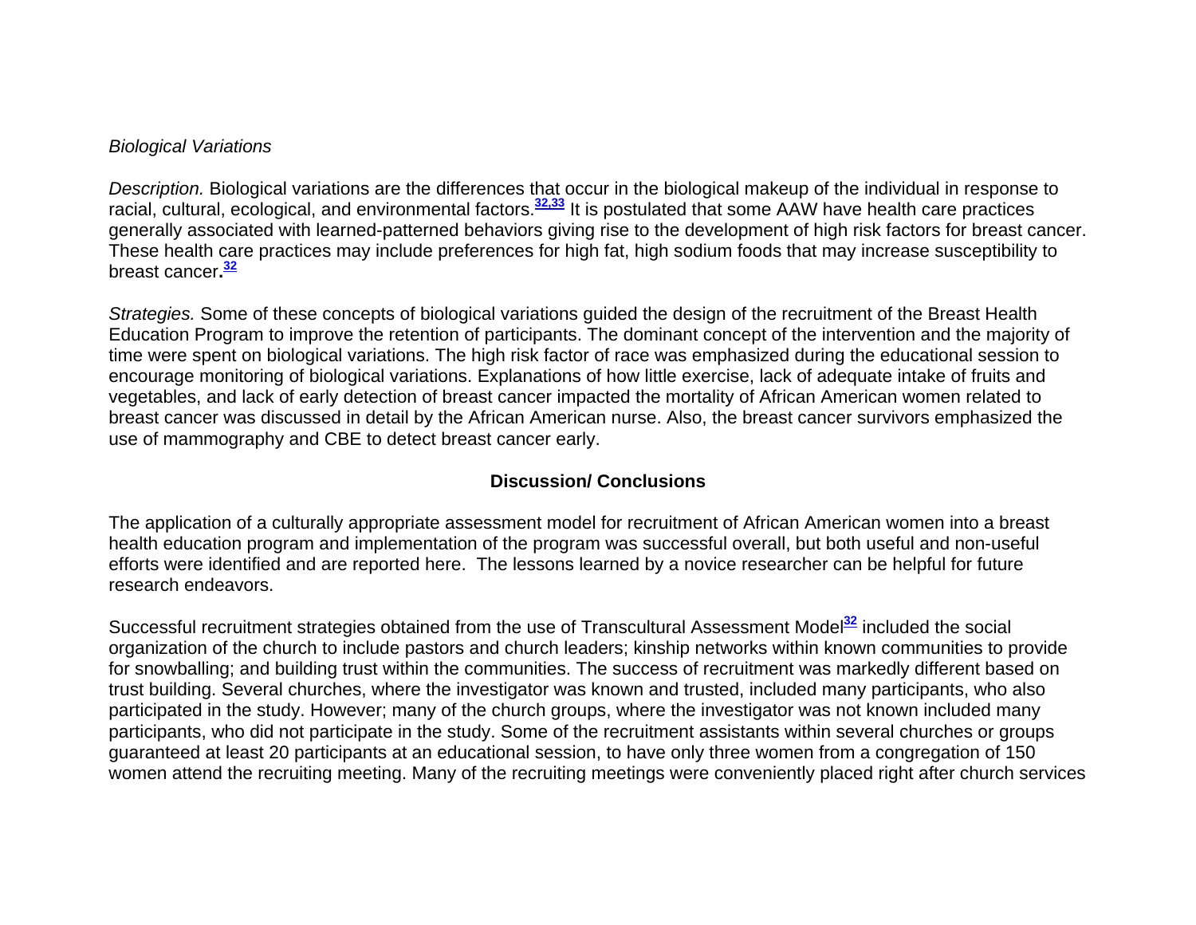*Biological Variations*

*Description.* Biological variations are the differences that occur in the biological makeup of the individual in response to racial, cultural, ecological, and environmental factors.[32,33] It is postulated that some AAW have health care practices generally associated with learned-patterned behaviors giving rise to the development of high risk factors for breast cancer. These health care practices may include preferences for high fat, high sodium foods that may increase susceptibility to breast cancer**.**[32]

*Strategies.* Some of these concepts of biological variations guided the design of the recruitment of the Breast Health Education Program to improve the retention of participants. The dominant concept of the intervention and the majority of time were spent on biological variations. The high risk factor of race was emphasized during the educational session to encourage monitoring of biological variations. Explanations of how little exercise, lack of adequate intake of fruits and vegetables, and lack of early detection of breast cancer impacted the mortality of African American women related to breast cancer was discussed in detail by the African American nurse. Also, the breast cancer survivors emphasized the use of mammography and CBE to detect breast cancer early.

## Discussion/ Conclusions

The application of a culturally appropriate assessment model for recruitment of African American women into a breast health education program and implementation of the program was successful overall, but both useful and non-useful efforts were identified and are reported here. The lessons learned by a novice researcher can be helpful for future research endeavors.

Successful recruitment strategies obtained from the use of Transcultural Assessment Model[32] included the social organization of the church to include pastors and church leaders; kinship networks within known communities to provide for snowballing; and building trust within the communities. The success of recruitment was markedly different based on trust building. Several churches, where the investigator was known and trusted, included many participants, who also participated in the study. However; many of the church groups, where the investigator was not known included many participants, who did not participate in the study. Some of the recruitment assistants within several churches or groups guaranteed at least 20 participants at an educational session, to have only three women from a congregation of 150 women attend the recruiting meeting. Many of the recruiting meetings were conveniently placed right after church services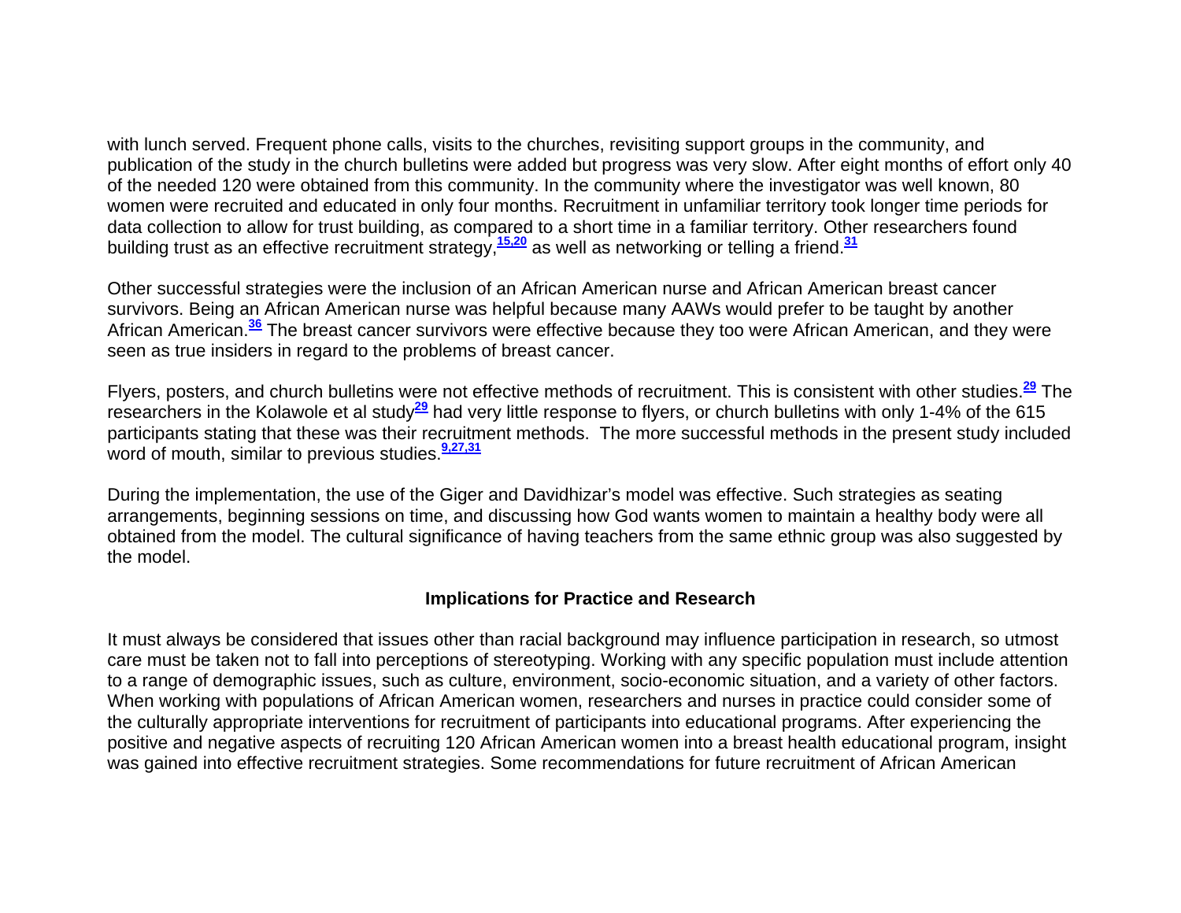with lunch served. Frequent phone calls, visits to the churches, revisiting support groups in the community, and publication of the study in the church bulletins were added but progress was very slow. After eight months of effort only 40 of the needed 120 were obtained from this community. In the community where the investigator was well known, 80 women were recruited and educated in only four months. Recruitment in unfamiliar territory took longer time periods for data collection to allow for trust building, as compared to a short time in a familiar territory. Other researchers found building trust as an effective recruitment strategy,[15,20] as well as networking or telling a friend.[31]

Other successful strategies were the inclusion of an African American nurse and African American breast cancer survivors. Being an African American nurse was helpful because many AAWs would prefer to be taught by another African American.[36] The breast cancer survivors were effective because they too were African American, and they were seen as true insiders in regard to the problems of breast cancer.

Flyers, posters, and church bulletins were not effective methods of recruitment. This is consistent with other studies.[29] The researchers in the Kolawole et al study[29] had very little response to flyers, or church bulletins with only 1-4% of the 615 participants stating that these was their recruitment methods. The more successful methods in the present study included word of mouth, similar to previous studies.[9,27,31]

During the implementation, the use of the Giger and Davidhizar's model was effective. Such strategies as seating arrangements, beginning sessions on time, and discussing how God wants women to maintain a healthy body were all obtained from the model. The cultural significance of having teachers from the same ethnic group was also suggested by the model.

## Implications for Practice and Research

It must always be considered that issues other than racial background may influence participation in research, so utmost care must be taken not to fall into perceptions of stereotyping. Working with any specific population must include attention to a range of demographic issues, such as culture, environment, socio-economic situation, and a variety of other factors. When working with populations of African American women, researchers and nurses in practice could consider some of the culturally appropriate interventions for recruitment of participants into educational programs. After experiencing the positive and negative aspects of recruiting 120 African American women into a breast health educational program, insight was gained into effective recruitment strategies. Some recommendations for future recruitment of African American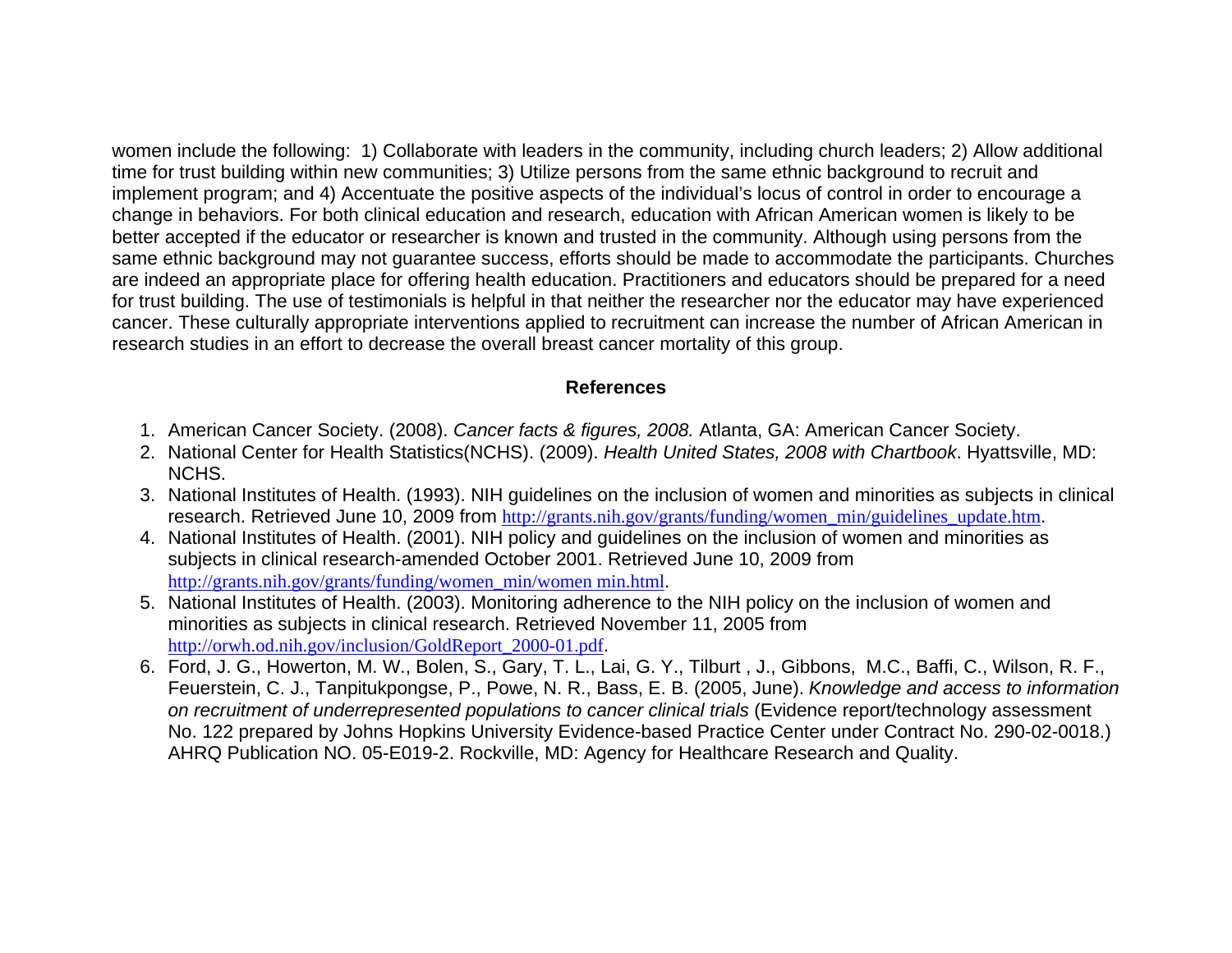women include the following: 1) Collaborate with leaders in the community, including church leaders; 2) Allow additional time for trust building within new communities; 3) Utilize persons from the same ethnic background to recruit and implement program; and 4) Accentuate the positive aspects of the individual's locus of control in order to encourage a change in behaviors. For both clinical education and research, education with African American women is likely to be better accepted if the educator or researcher is known and trusted in the community. Although using persons from the same ethnic background may not guarantee success, efforts should be made to accommodate the participants. Churches are indeed an appropriate place for offering health education. Practitioners and educators should be prepared for a need for trust building. The use of testimonials is helpful in that neither the researcher nor the educator may have experienced cancer. These culturally appropriate interventions applied to recruitment can increase the number of African American in research studies in an effort to decrease the overall breast cancer mortality of this group.

## References

1. American Cancer Society. (2008). *Cancer facts & figures, 2008.* Atlanta, GA: American Cancer Society.
2. National Center for Health Statistics(NCHS). (2009). *Health United States, 2008 with Chartbook*. Hyattsville, MD: NCHS.
3. National Institutes of Health. (1993). NIH guidelines on the inclusion of women and minorities as subjects in clinical research. Retrieved June 10, 2009 from http://grants.nih.gov/grants/funding/women_min/guidelines_update.htm.
4. National Institutes of Health. (2001). NIH policy and guidelines on the inclusion of women and minorities as subjects in clinical research-amended October 2001. Retrieved June 10, 2009 from http://grants.nih.gov/grants/funding/women_min/women min.html.
5. National Institutes of Health. (2003). Monitoring adherence to the NIH policy on the inclusion of women and minorities as subjects in clinical research. Retrieved November 11, 2005 from http://orwh.od.nih.gov/inclusion/GoldReport_2000-01.pdf.
6. Ford, J. G., Howerton, M. W., Bolen, S., Gary, T. L., Lai, G. Y., Tilburt , J., Gibbons, M.C., Baffi, C., Wilson, R. F., Feuerstein, C. J., Tanpitukpongse, P., Powe, N. R., Bass, E. B. (2005, June). *Knowledge and access to information on recruitment of underrepresented populations to cancer clinical trials* (Evidence report/technology assessment No. 122 prepared by Johns Hopkins University Evidence-based Practice Center under Contract No. 290-02-0018.) AHRQ Publication NO. 05-E019-2. Rockville, MD: Agency for Healthcare Research and Quality.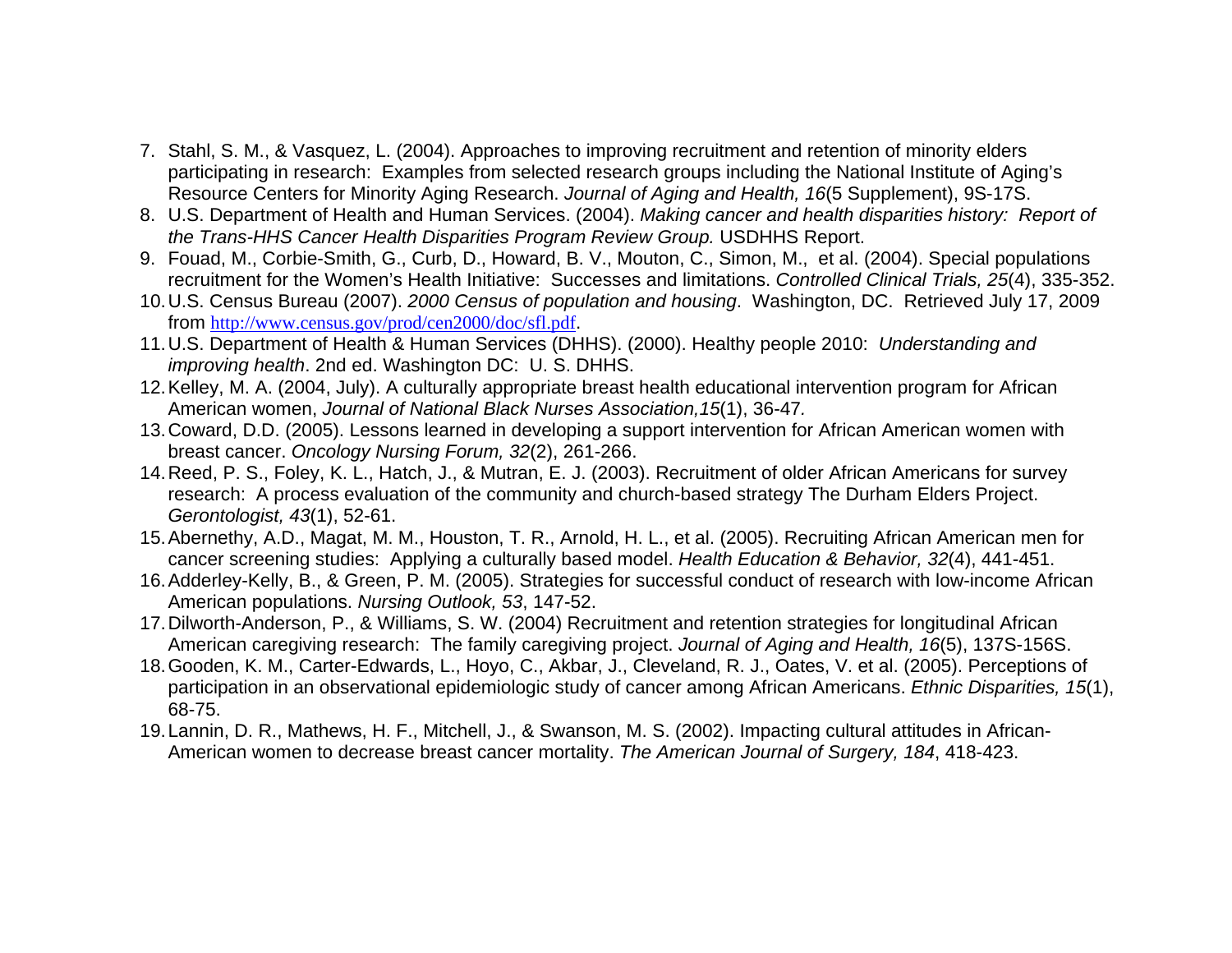7. Stahl, S. M., & Vasquez, L. (2004). Approaches to improving recruitment and retention of minority elders participating in research: Examples from selected research groups including the National Institute of Aging's Resource Centers for Minority Aging Research. *Journal of Aging and Health, 16*(5 Supplement), 9S-17S.
8. U.S. Department of Health and Human Services. (2004). *Making cancer and health disparities history: Report of the Trans-HHS Cancer Health Disparities Program Review Group.* USDHHS Report.
9. Fouad, M., Corbie-Smith, G., Curb, D., Howard, B. V., Mouton, C., Simon, M., et al. (2004). Special populations recruitment for the Women's Health Initiative: Successes and limitations. *Controlled Clinical Trials, 25*(4), 335-352.
10. U.S. Census Bureau (2007). *2000 Census of population and housing*. Washington, DC. Retrieved July 17, 2009 from http://www.census.gov/prod/cen2000/doc/sfl.pdf.
11. U.S. Department of Health & Human Services (DHHS). (2000). Healthy people 2010: *Understanding and improving health*. 2nd ed. Washington DC: U. S. DHHS.
12. Kelley, M. A. (2004, July). A culturally appropriate breast health educational intervention program for African American women, *Journal of National Black Nurses Association,15*(1), 36-47.
13. Coward, D.D. (2005). Lessons learned in developing a support intervention for African American women with breast cancer. *Oncology Nursing Forum, 32*(2), 261-266.
14. Reed, P. S., Foley, K. L., Hatch, J., & Mutran, E. J. (2003). Recruitment of older African Americans for survey research: A process evaluation of the community and church-based strategy The Durham Elders Project. *Gerontologist, 43*(1), 52-61.
15. Abernethy, A.D., Magat, M. M., Houston, T. R., Arnold, H. L., et al. (2005). Recruiting African American men for cancer screening studies: Applying a culturally based model. *Health Education & Behavior, 32*(4), 441-451.
16. Adderley-Kelly, B., & Green, P. M. (2005). Strategies for successful conduct of research with low-income African American populations. *Nursing Outlook, 53*, 147-52.
17. Dilworth-Anderson, P., & Williams, S. W. (2004) Recruitment and retention strategies for longitudinal African American caregiving research: The family caregiving project. *Journal of Aging and Health, 16*(5), 137S-156S.
18. Gooden, K. M., Carter-Edwards, L., Hoyo, C., Akbar, J., Cleveland, R. J., Oates, V. et al. (2005). Perceptions of participation in an observational epidemiologic study of cancer among African Americans. *Ethnic Disparities, 15*(1), 68-75.
19. Lannin, D. R., Mathews, H. F., Mitchell, J., & Swanson, M. S. (2002). Impacting cultural attitudes in African-American women to decrease breast cancer mortality. *The American Journal of Surgery, 184*, 418-423.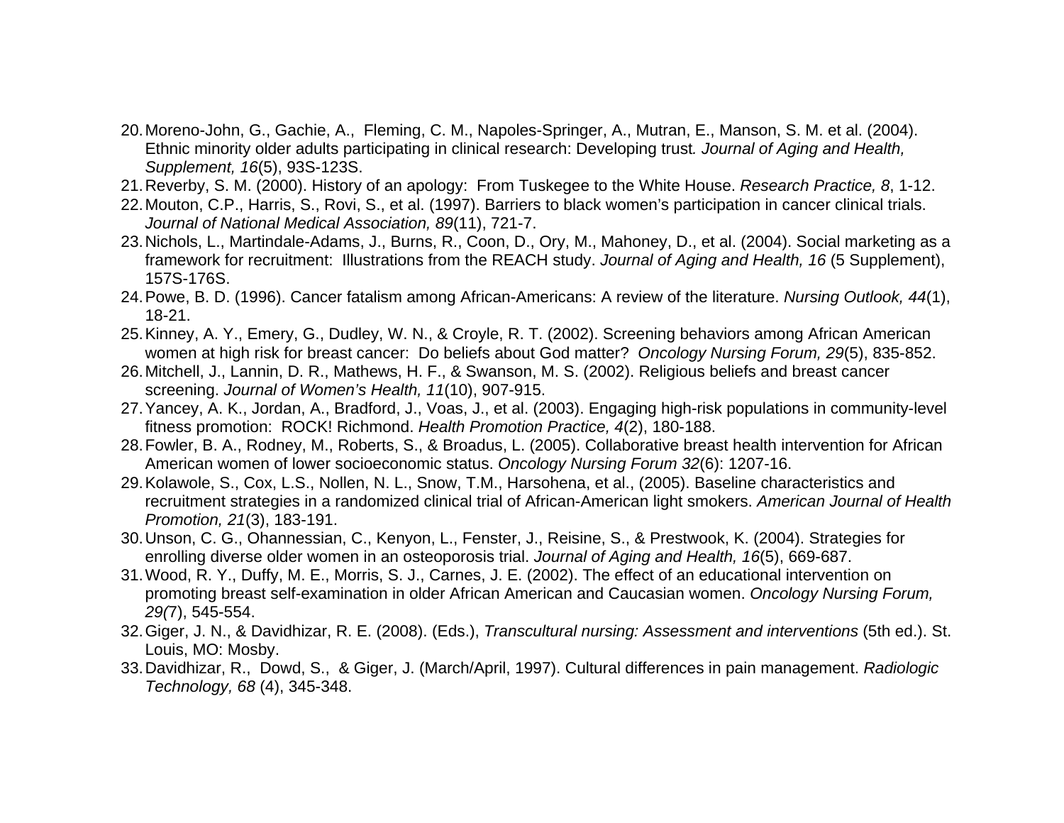20. Moreno-John, G., Gachie, A., Fleming, C. M., Napoles-Springer, A., Mutran, E., Manson, S. M. et al. (2004). Ethnic minority older adults participating in clinical research: Developing trust*.* *Journal of Aging and Health, Supplement, 16*(5), 93S-123S.
21. Reverby, S. M. (2000). History of an apology: From Tuskegee to the White House. *Research Practice, 8*, 1-12.
22. Mouton, C.P., Harris, S., Rovi, S., et al. (1997). Barriers to black women's participation in cancer clinical trials. *Journal of National Medical Association, 89*(11), 721-7.
23. Nichols, L., Martindale-Adams, J., Burns, R., Coon, D., Ory, M., Mahoney, D., et al. (2004). Social marketing as a framework for recruitment: Illustrations from the REACH study. *Journal of Aging and Health, 16* (5 Supplement), 157S-176S.
24. Powe, B. D. (1996). Cancer fatalism among African-Americans: A review of the literature. *Nursing Outlook, 44*(1), 18-21.
25. Kinney, A. Y., Emery, G., Dudley, W. N., & Croyle, R. T. (2002). Screening behaviors among African American women at high risk for breast cancer: Do beliefs about God matter? *Oncology Nursing Forum, 29*(5), 835-852.
26. Mitchell, J., Lannin, D. R., Mathews, H. F., & Swanson, M. S. (2002). Religious beliefs and breast cancer screening. *Journal of Women's Health, 11*(10), 907-915.
27. Yancey, A. K., Jordan, A., Bradford, J., Voas, J., et al. (2003). Engaging high-risk populations in community-level fitness promotion: ROCK! Richmond. *Health Promotion Practice, 4*(2), 180-188.
28. Fowler, B. A., Rodney, M., Roberts, S., & Broadus, L. (2005). Collaborative breast health intervention for African American women of lower socioeconomic status. *Oncology Nursing Forum 32*(6): 1207-16.
29. Kolawole, S., Cox, L.S., Nollen, N. L., Snow, T.M., Harsohena, et al., (2005). Baseline characteristics and recruitment strategies in a randomized clinical trial of African-American light smokers. *American Journal of Health Promotion, 21*(3), 183-191.
30. Unson, C. G., Ohannessian, C., Kenyon, L., Fenster, J., Reisine, S., & Prestwook, K. (2004). Strategies for enrolling diverse older women in an osteoporosis trial. *Journal of Aging and Health, 16*(5), 669-687.
31. Wood, R. Y., Duffy, M. E., Morris, S. J., Carnes, J. E. (2002). The effect of an educational intervention on promoting breast self-examination in older African American and Caucasian women. *Oncology Nursing Forum, 29(*7), 545-554.
32. Giger, J. N., & Davidhizar, R. E. (2008). (Eds.), *Transcultural nursing: Assessment and interventions* (5th ed.). St. Louis, MO: Mosby.
33. Davidhizar, R., Dowd, S., & Giger, J. (March/April, 1997). Cultural differences in pain management. *Radiologic Technology, 68* (4), 345-348.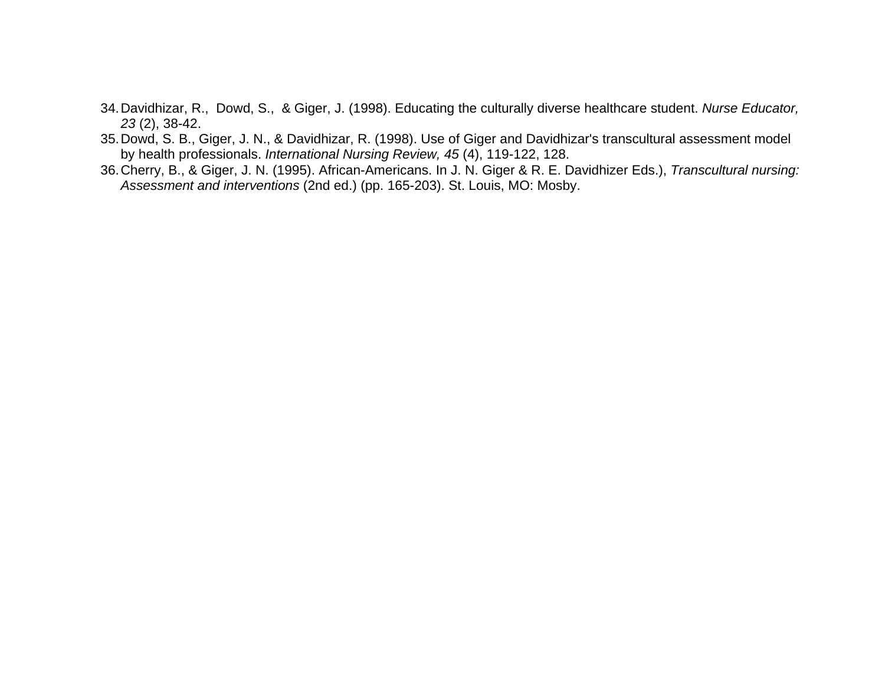34. Davidhizar, R.,  Dowd, S.,  & Giger, J. (1998). Educating the culturally diverse healthcare student. *Nurse Educator, 23* (2), 38-42.
35. Dowd, S. B., Giger, J. N., & Davidhizar, R. (1998). Use of Giger and Davidhizar's transcultural assessment model by health professionals. *International Nursing Review, 45* (4), 119-122, 128.
36. Cherry, B., & Giger, J. N. (1995). African-Americans. In J. N. Giger & R. E. Davidhizer Eds.), *Transcultural nursing: Assessment and interventions* (2nd ed.) (pp. 165-203). St. Louis, MO: Mosby.